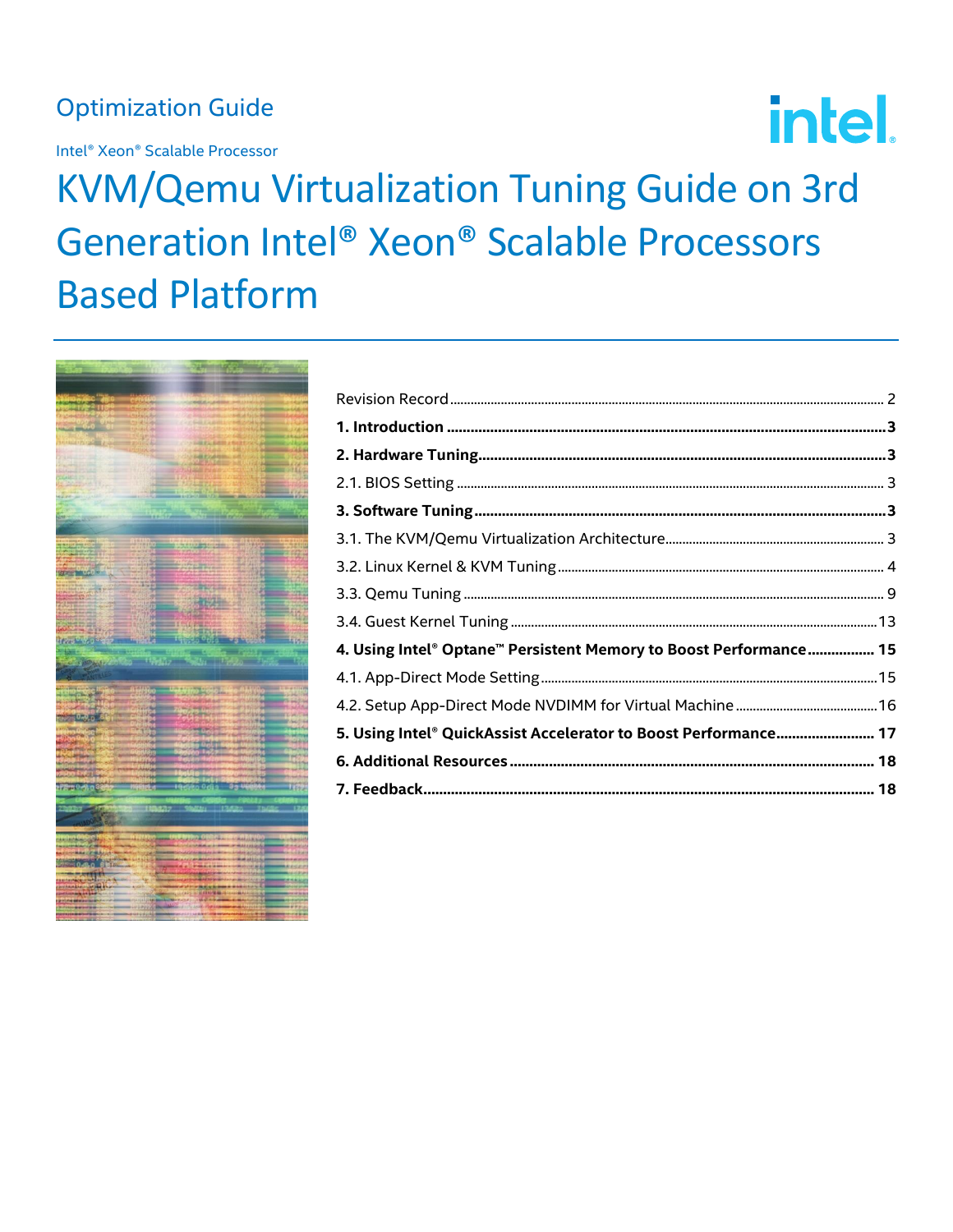Optimization Guide

Intel® Xeon® Scalable Processor

# KVM/Qemu Virtualization Tuning Guide on 3rd Generation Intel® Xeon® Scalable Processors Based Platform

Revision Record ........ 2

**1. Introduction ........ 3**

**2. Hardware Tuning ........ 3**

2.1. BIOS Setting ........ 3

**3. Software Tuning ........ 3**

3.1. The KVM/Qemu Virtualization Architecture ........ 3

3.2. Linux Kernel & KVM Tuning ........ 4

3.3. Qemu Tuning ........ 9

3.4. Guest Kernel Tuning ........ 13

**4. Using Intel® Optane™ Persistent Memory to Boost Performance ........ 15**

4.1. App-Direct Mode Setting ........ 15

4.2. Setup App-Direct Mode NVDIMM for Virtual Machine ........ 16

**5. Using Intel® QuickAssist Accelerator to Boost Performance ........ 17**

**6. Additional Resources ........ 18**

**7. Feedback ........ 18**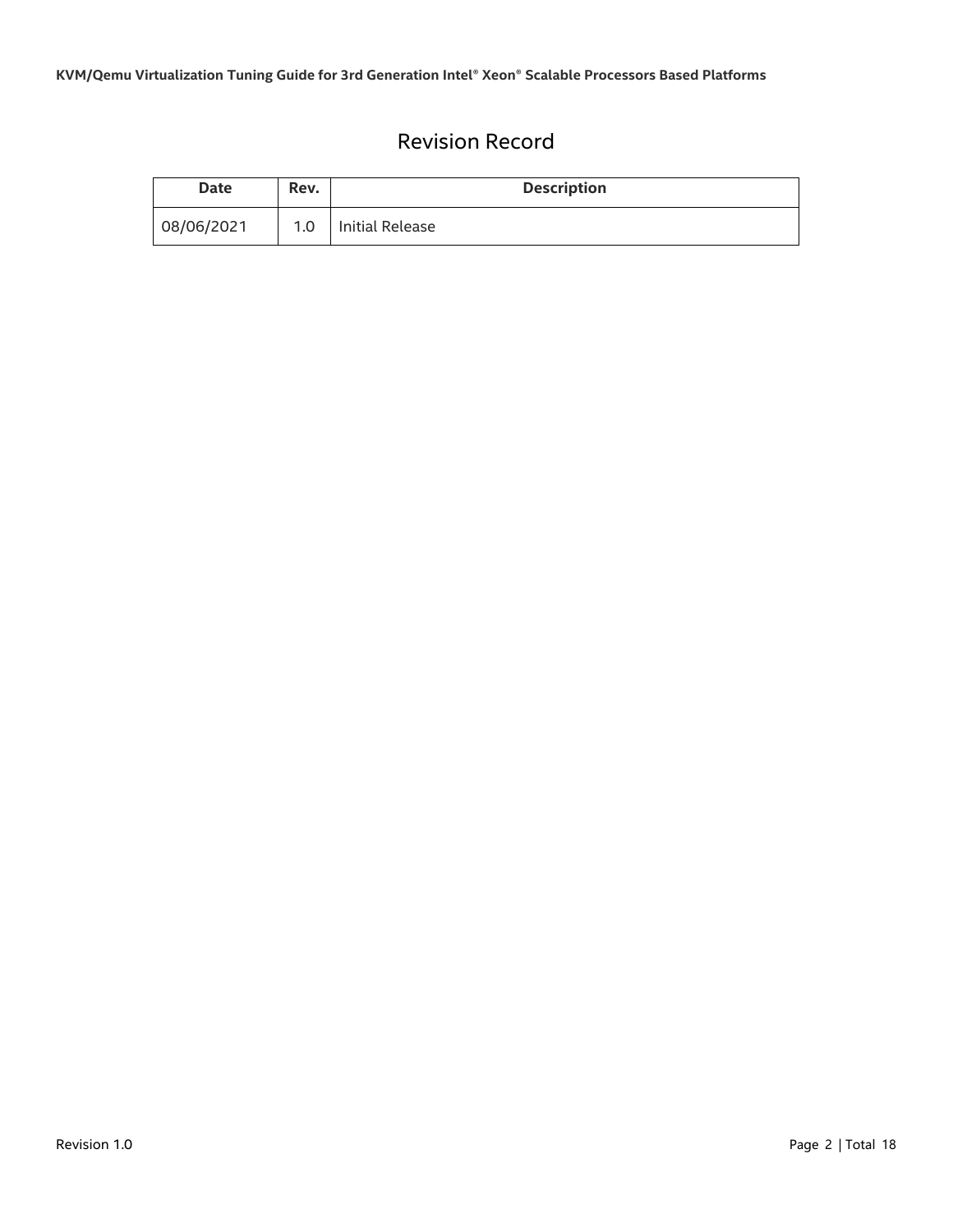# Revision Record

| Date | Rev. | Description |
|---|---|---|
| 08/06/2021 | 1.0 | Initial Release |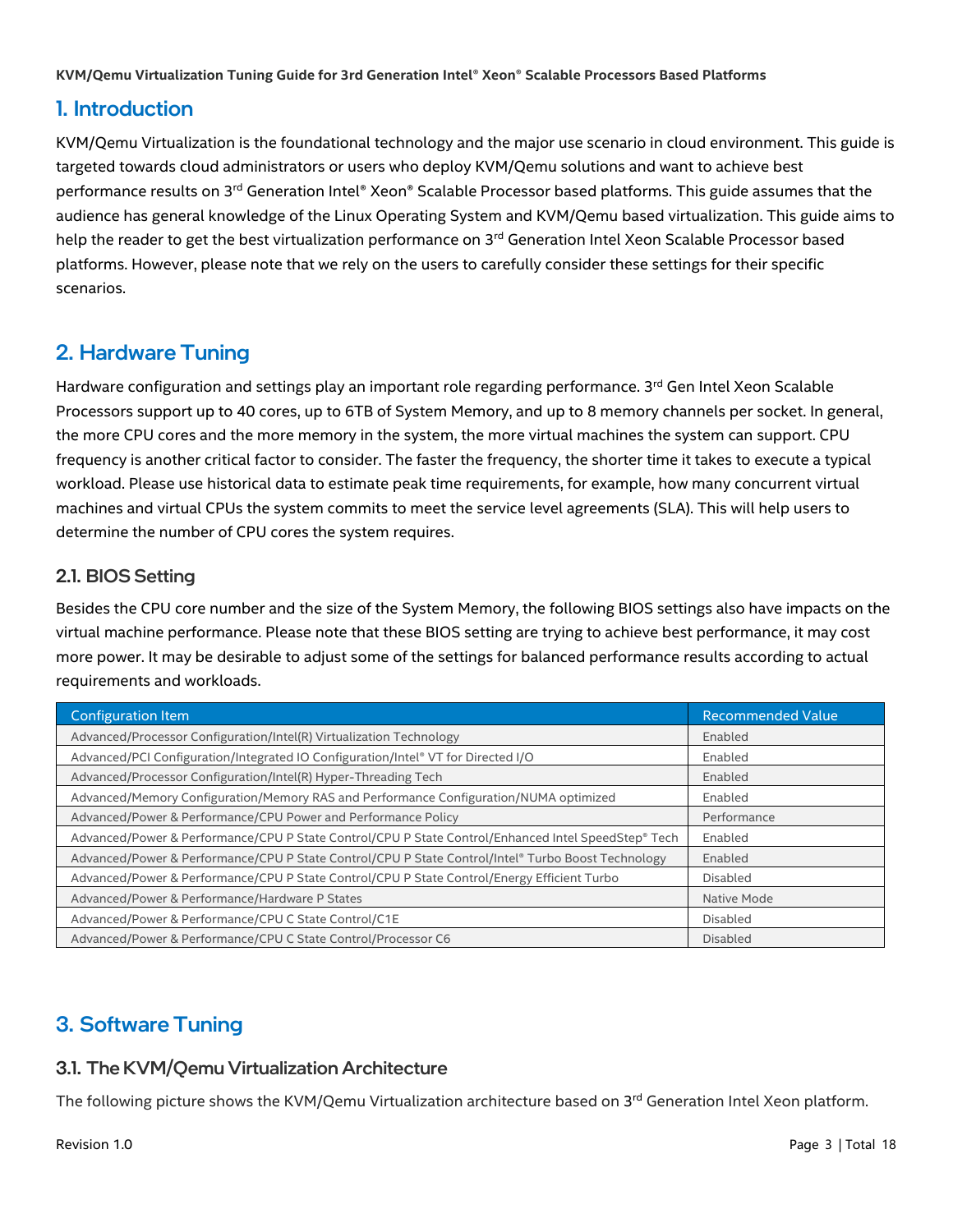# 1. Introduction

KVM/Qemu Virtualization is the foundational technology and the major use scenario in cloud environment. This guide is targeted towards cloud administrators or users who deploy KVM/Qemu solutions and want to achieve best performance results on 3rd Generation Intel® Xeon® Scalable Processor based platforms. This guide assumes that the audience has general knowledge of the Linux Operating System and KVM/Qemu based virtualization. This guide aims to help the reader to get the best virtualization performance on 3rd Generation Intel Xeon Scalable Processor based platforms. However, please note that we rely on the users to carefully consider these settings for their specific scenarios.

# 2. Hardware Tuning

Hardware configuration and settings play an important role regarding performance. 3rd Gen Intel Xeon Scalable Processors support up to 40 cores, up to 6TB of System Memory, and up to 8 memory channels per socket. In general, the more CPU cores and the more memory in the system, the more virtual machines the system can support. CPU frequency is another critical factor to consider. The faster the frequency, the shorter time it takes to execute a typical workload. Please use historical data to estimate peak time requirements, for example, how many concurrent virtual machines and virtual CPUs the system commits to meet the service level agreements (SLA). This will help users to determine the number of CPU cores the system requires.

## 2.1. BIOS Setting

Besides the CPU core number and the size of the System Memory, the following BIOS settings also have impacts on the virtual machine performance. Please note that these BIOS setting are trying to achieve best performance, it may cost more power. It may be desirable to adjust some of the settings for balanced performance results according to actual requirements and workloads.

| Configuration Item | Recommended Value |
|---|---|
| Advanced/Processor Configuration/Intel(R) Virtualization Technology | Enabled |
| Advanced/PCI Configuration/Integrated IO Configuration/Intel® VT for Directed I/O | Enabled |
| Advanced/Processor Configuration/Intel(R) Hyper-Threading Tech | Enabled |
| Advanced/Memory Configuration/Memory RAS and Performance Configuration/NUMA optimized | Enabled |
| Advanced/Power & Performance/CPU Power and Performance Policy | Performance |
| Advanced/Power & Performance/CPU P State Control/CPU P State Control/Enhanced Intel SpeedStep® Tech | Enabled |
| Advanced/Power & Performance/CPU P State Control/CPU P State Control/Intel® Turbo Boost Technology | Enabled |
| Advanced/Power & Performance/CPU P State Control/CPU P State Control/Energy Efficient Turbo | Disabled |
| Advanced/Power & Performance/Hardware P States | Native Mode |
| Advanced/Power & Performance/CPU C State Control/C1E | Disabled |
| Advanced/Power & Performance/CPU C State Control/Processor C6 | Disabled |

# 3. Software Tuning

## 3.1. The KVM/Qemu Virtualization Architecture

The following picture shows the KVM/Qemu Virtualization architecture based on 3rd Generation Intel Xeon platform.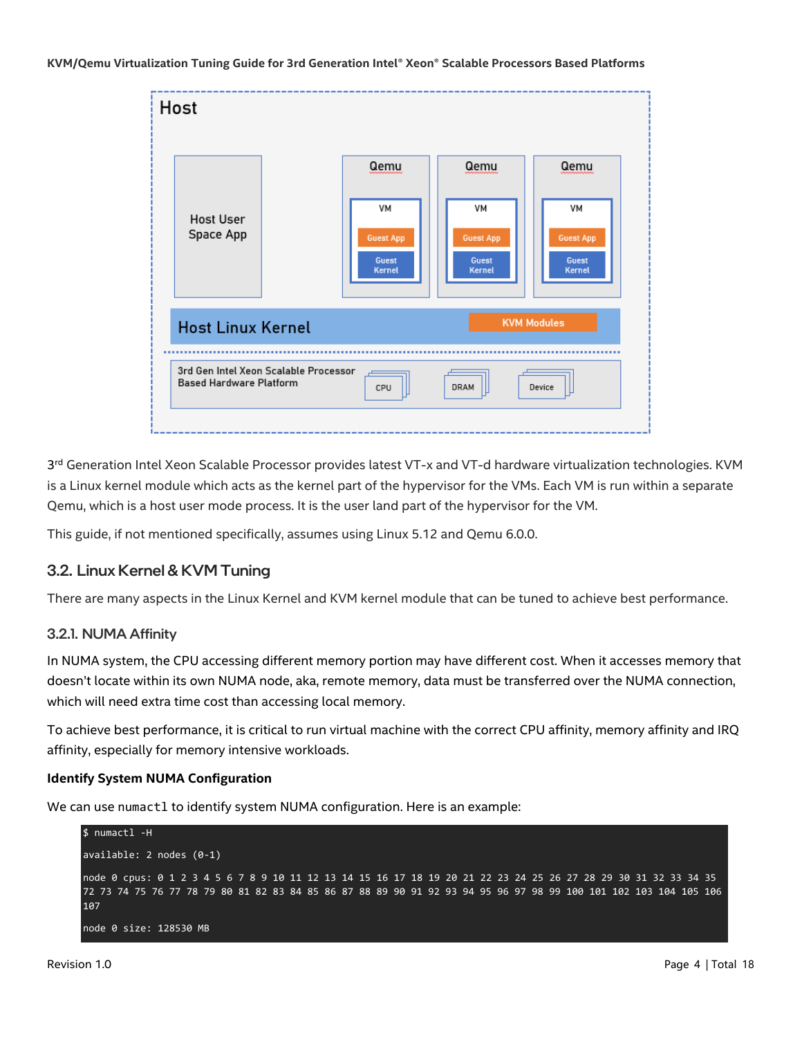3rd Generation Intel Xeon Scalable Processor provides latest VT-x and VT-d hardware virtualization technologies. KVM is a Linux kernel module which acts as the kernel part of the hypervisor for the VMs. Each VM is run within a separate Qemu, which is a host user mode process. It is the user land part of the hypervisor for the VM.

This guide, if not mentioned specifically, assumes using Linux 5.12 and Qemu 6.0.0.

## 3.2. Linux Kernel & KVM Tuning

There are many aspects in the Linux Kernel and KVM kernel module that can be tuned to achieve best performance.

### 3.2.1. NUMA Affinity

In NUMA system, the CPU accessing different memory portion may have different cost. When it accesses memory that doesn't locate within its own NUMA node, aka, remote memory, data must be transferred over the NUMA connection, which will need extra time cost than accessing local memory.

To achieve best performance, it is critical to run virtual machine with the correct CPU affinity, memory affinity and IRQ affinity, especially for memory intensive workloads.

**Identify System NUMA Configuration**

We can use `numactl` to identify system NUMA configuration. Here is an example:

```
$ numactl -H

available: 2 nodes (0-1)

node 0 cpus: 0 1 2 3 4 5 6 7 8 9 10 11 12 13 14 15 16 17 18 19 20 21 22 23 24 25 26 27 28 29 30 31 32 33 34 35
72 73 74 75 76 77 78 79 80 81 82 83 84 85 86 87 88 89 90 91 92 93 94 95 96 97 98 99 100 101 102 103 104 105 106
107

node 0 size: 128530 MB
```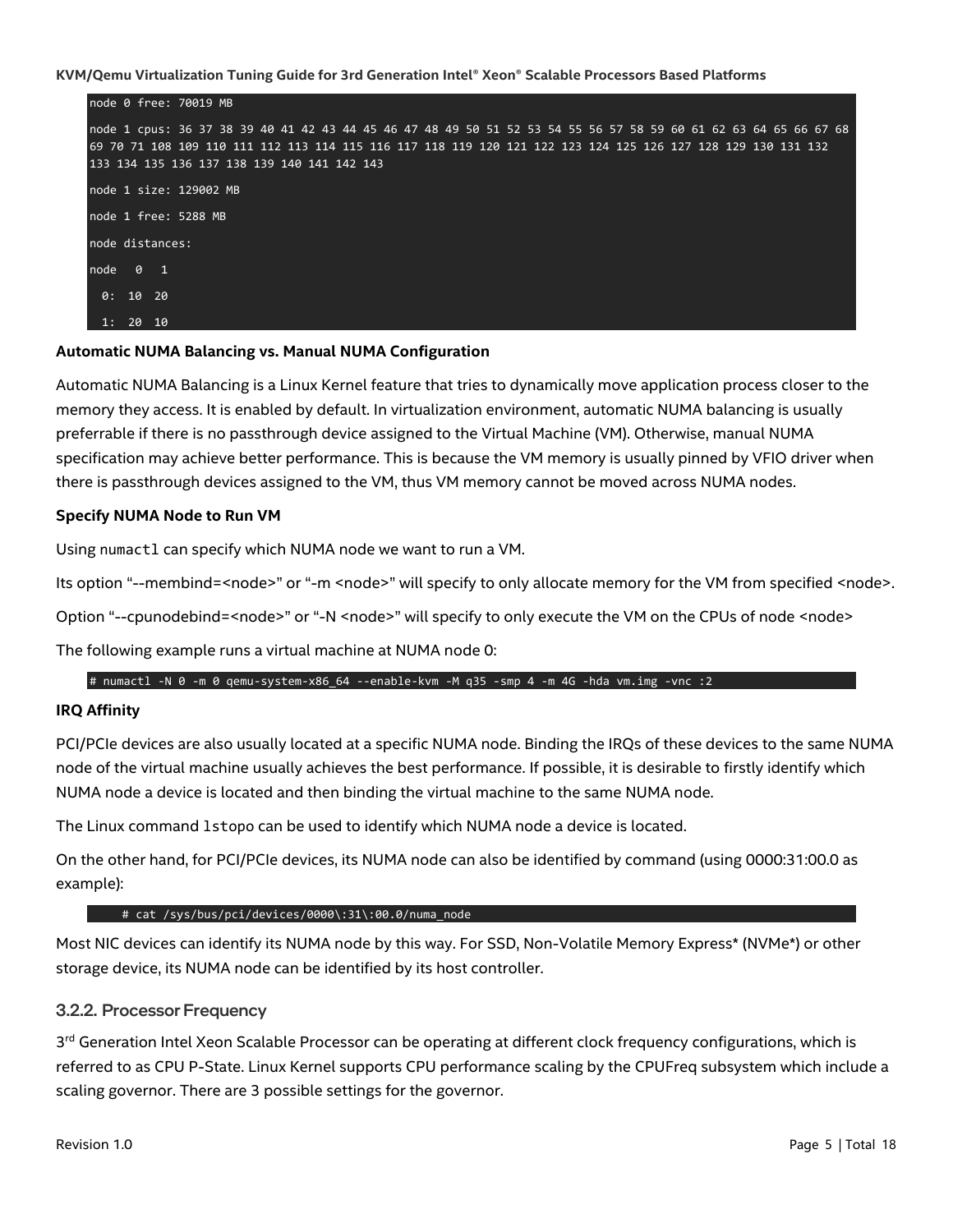```
node 0 free: 70019 MB

node 1 cpus: 36 37 38 39 40 41 42 43 44 45 46 47 48 49 50 51 52 53 54 55 56 57 58 59 60 61 62 63 64 65 66 67 68
69 70 71 108 109 110 111 112 113 114 115 116 117 118 119 120 121 122 123 124 125 126 127 128 129 130 131 132
133 134 135 136 137 138 139 140 141 142 143

node 1 size: 129002 MB

node 1 free: 5288 MB

node distances:

node   0   1

  0:  10  20

  1:  20  10
```

**Automatic NUMA Balancing vs. Manual NUMA Configuration**

Automatic NUMA Balancing is a Linux Kernel feature that tries to dynamically move application process closer to the memory they access. It is enabled by default. In virtualization environment, automatic NUMA balancing is usually preferrable if there is no passthrough device assigned to the Virtual Machine (VM). Otherwise, manual NUMA specification may achieve better performance. This is because the VM memory is usually pinned by VFIO driver when there is passthrough devices assigned to the VM, thus VM memory cannot be moved across NUMA nodes.

**Specify NUMA Node to Run VM**

Using `numactl` can specify which NUMA node we want to run a VM.

Its option "--membind=<node>" or "-m <node>" will specify to only allocate memory for the VM from specified <node>.

Option "--cpunodebind=<node>" or "-N <node>" will specify to only execute the VM on the CPUs of node <node>

The following example runs a virtual machine at NUMA node 0:

```
# numactl -N 0 -m 0 qemu-system-x86_64 --enable-kvm -M q35 -smp 4 -m 4G -hda vm.img -vnc :2
```

**IRQ Affinity**

PCI/PCIe devices are also usually located at a specific NUMA node. Binding the IRQs of these devices to the same NUMA node of the virtual machine usually achieves the best performance. If possible, it is desirable to firstly identify which NUMA node a device is located and then binding the virtual machine to the same NUMA node.

The Linux command `lstopo` can be used to identify which NUMA node a device is located.

On the other hand, for PCI/PCIe devices, its NUMA node can also be identified by command (using 0000:31:00.0 as example):

```
# cat /sys/bus/pci/devices/0000\:31\:00.0/numa_node
```

Most NIC devices can identify its NUMA node by this way. For SSD, Non-Volatile Memory Express* (NVMe*) or other storage device, its NUMA node can be identified by its host controller.

### 3.2.2. Processor Frequency

3rd Generation Intel Xeon Scalable Processor can be operating at different clock frequency configurations, which is referred to as CPU P-State. Linux Kernel supports CPU performance scaling by the CPUFreq subsystem which include a scaling governor. There are 3 possible settings for the governor.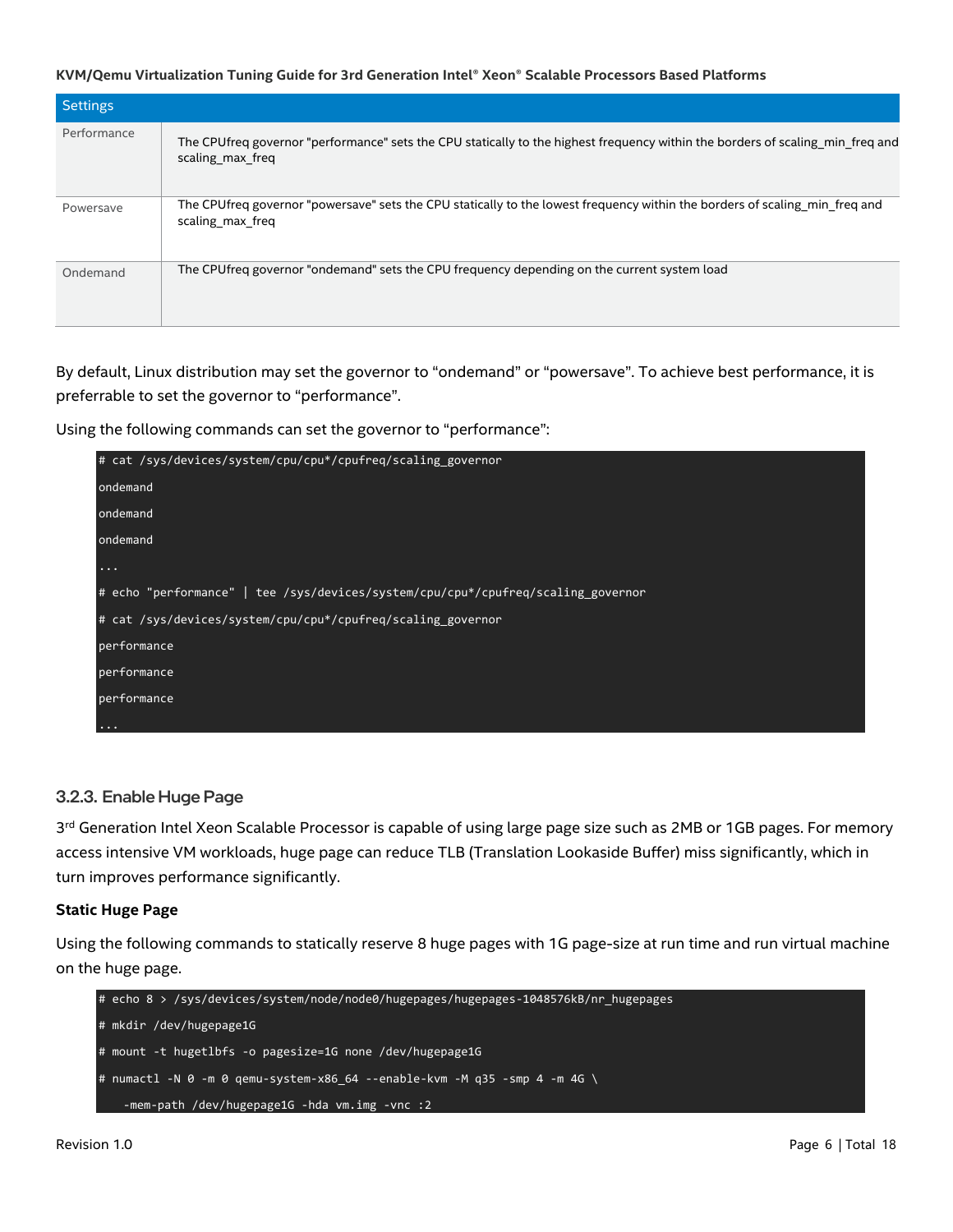| Settings | |
|---|---|
| Performance | The CPUfreq governor "performance" sets the CPU statically to the highest frequency within the borders of scaling_min_freq and scaling_max_freq |
| Powersave | The CPUfreq governor "powersave" sets the CPU statically to the lowest frequency within the borders of scaling_min_freq and scaling_max_freq |
| Ondemand | The CPUfreq governor "ondemand" sets the CPU frequency depending on the current system load |

By default, Linux distribution may set the governor to “ondemand” or “powersave”. To achieve best performance, it is preferrable to set the governor to “performance”.

Using the following commands can set the governor to “performance”:

```
# cat /sys/devices/system/cpu/cpu*/cpufreq/scaling_governor
ondemand
ondemand
ondemand
...
# echo "performance" | tee /sys/devices/system/cpu/cpu*/cpufreq/scaling_governor
# cat /sys/devices/system/cpu/cpu*/cpufreq/scaling_governor
performance
performance
performance
...
```

### 3.2.3. Enable Huge Page

3rd Generation Intel Xeon Scalable Processor is capable of using large page size such as 2MB or 1GB pages. For memory access intensive VM workloads, huge page can reduce TLB (Translation Lookaside Buffer) miss significantly, which in turn improves performance significantly.

**Static Huge Page**

Using the following commands to statically reserve 8 huge pages with 1G page-size at run time and run virtual machine on the huge page.

```
# echo 8 > /sys/devices/system/node/node0/hugepages/hugepages-1048576kB/nr_hugepages
# mkdir /dev/hugepage1G
# mount -t hugetlbfs -o pagesize=1G none /dev/hugepage1G
# numactl -N 0 -m 0 qemu-system-x86_64 --enable-kvm -M q35 -smp 4 -m 4G \
    -mem-path /dev/hugepage1G -hda vm.img -vnc :2
```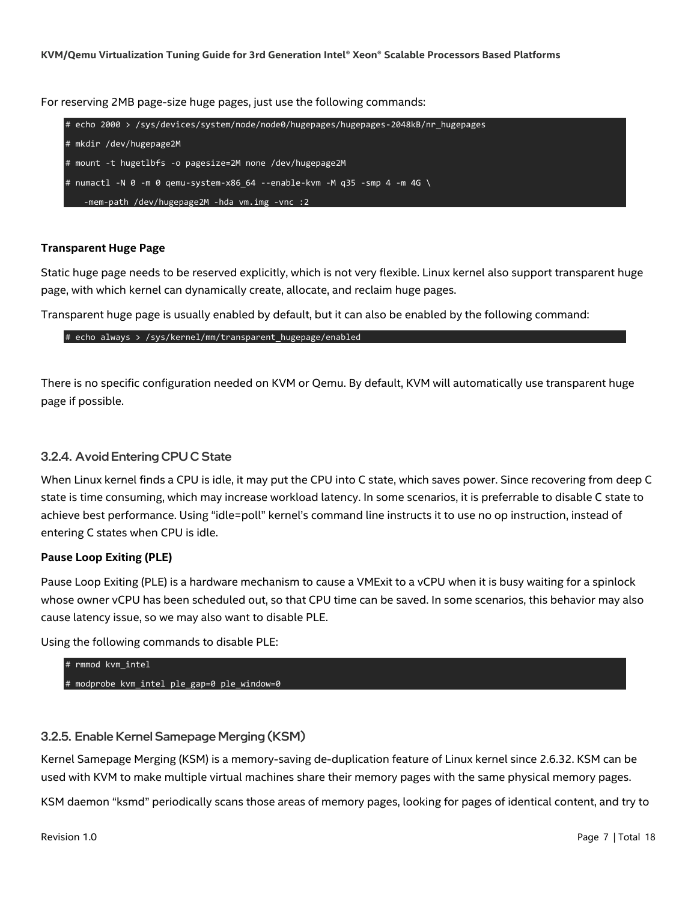For reserving 2MB page-size huge pages, just use the following commands:

```
# echo 2000 > /sys/devices/system/node/node0/hugepages/hugepages-2048kB/nr_hugepages
# mkdir /dev/hugepage2M
# mount -t hugetlbfs -o pagesize=2M none /dev/hugepage2M
# numactl -N 0 -m 0 qemu-system-x86_64 --enable-kvm -M q35 -smp 4 -m 4G \
    -mem-path /dev/hugepage2M -hda vm.img -vnc :2
```

**Transparent Huge Page**

Static huge page needs to be reserved explicitly, which is not very flexible. Linux kernel also support transparent huge page, with which kernel can dynamically create, allocate, and reclaim huge pages.

Transparent huge page is usually enabled by default, but it can also be enabled by the following command:

```
# echo always > /sys/kernel/mm/transparent_hugepage/enabled
```

There is no specific configuration needed on KVM or Qemu. By default, KVM will automatically use transparent huge page if possible.

### 3.2.4. Avoid Entering CPU C State

When Linux kernel finds a CPU is idle, it may put the CPU into C state, which saves power. Since recovering from deep C state is time consuming, which may increase workload latency. In some scenarios, it is preferrable to disable C state to achieve best performance. Using “idle=poll” kernel’s command line instructs it to use no op instruction, instead of entering C states when CPU is idle.

**Pause Loop Exiting (PLE)**

Pause Loop Exiting (PLE) is a hardware mechanism to cause a VMExit to a vCPU when it is busy waiting for a spinlock whose owner vCPU has been scheduled out, so that CPU time can be saved. In some scenarios, this behavior may also cause latency issue, so we may also want to disable PLE.

Using the following commands to disable PLE:

```
# rmmod kvm_intel
# modprobe kvm_intel ple_gap=0 ple_window=0
```

### 3.2.5. Enable Kernel Samepage Merging (KSM)

Kernel Samepage Merging (KSM) is a memory-saving de-duplication feature of Linux kernel since 2.6.32. KSM can be used with KVM to make multiple virtual machines share their memory pages with the same physical memory pages.

KSM daemon “ksmd” periodically scans those areas of memory pages, looking for pages of identical content, and try to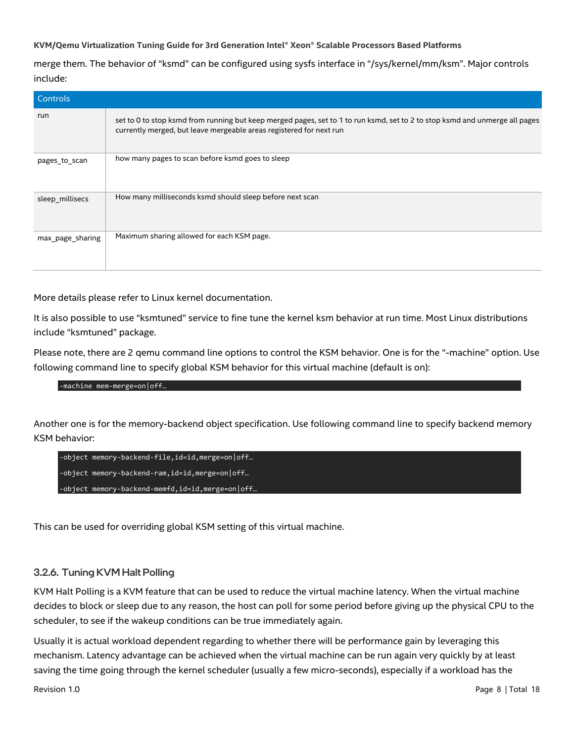merge them. The behavior of "ksmd" can be configured using sysfs interface in "/sys/kernel/mm/ksm". Major controls include:

| Controls | |
|---|---|
| run | set to 0 to stop ksmd from running but keep merged pages, set to 1 to run ksmd, set to 2 to stop ksmd and unmerge all pages currently merged, but leave mergeable areas registered for next run |
| pages_to_scan | how many pages to scan before ksmd goes to sleep |
| sleep_millisecs | How many milliseconds ksmd should sleep before next scan |
| max_page_sharing | Maximum sharing allowed for each KSM page. |

More details please refer to Linux kernel documentation.

It is also possible to use "ksmtuned" service to fine tune the kernel ksm behavior at run time. Most Linux distributions include "ksmtuned" package.

Please note, there are 2 qemu command line options to control the KSM behavior. One is for the "-machine" option. Use following command line to specify global KSM behavior for this virtual machine (default is on):

```
-machine mem-merge=on|off…
```

Another one is for the memory-backend object specification. Use following command line to specify backend memory KSM behavior:

```
-object memory-backend-file,id=id,merge=on|off…
-object memory-backend-ram,id=id,merge=on|off…
-object memory-backend-memfd,id=id,merge=on|off…
```

This can be used for overriding global KSM setting of this virtual machine.

### 3.2.6. Tuning KVM Halt Polling

KVM Halt Polling is a KVM feature that can be used to reduce the virtual machine latency. When the virtual machine decides to block or sleep due to any reason, the host can poll for some period before giving up the physical CPU to the scheduler, to see if the wakeup conditions can be true immediately again.

Usually it is actual workload dependent regarding to whether there will be performance gain by leveraging this mechanism. Latency advantage can be achieved when the virtual machine can be run again very quickly by at least saving the time going through the kernel scheduler (usually a few micro-seconds), especially if a workload has the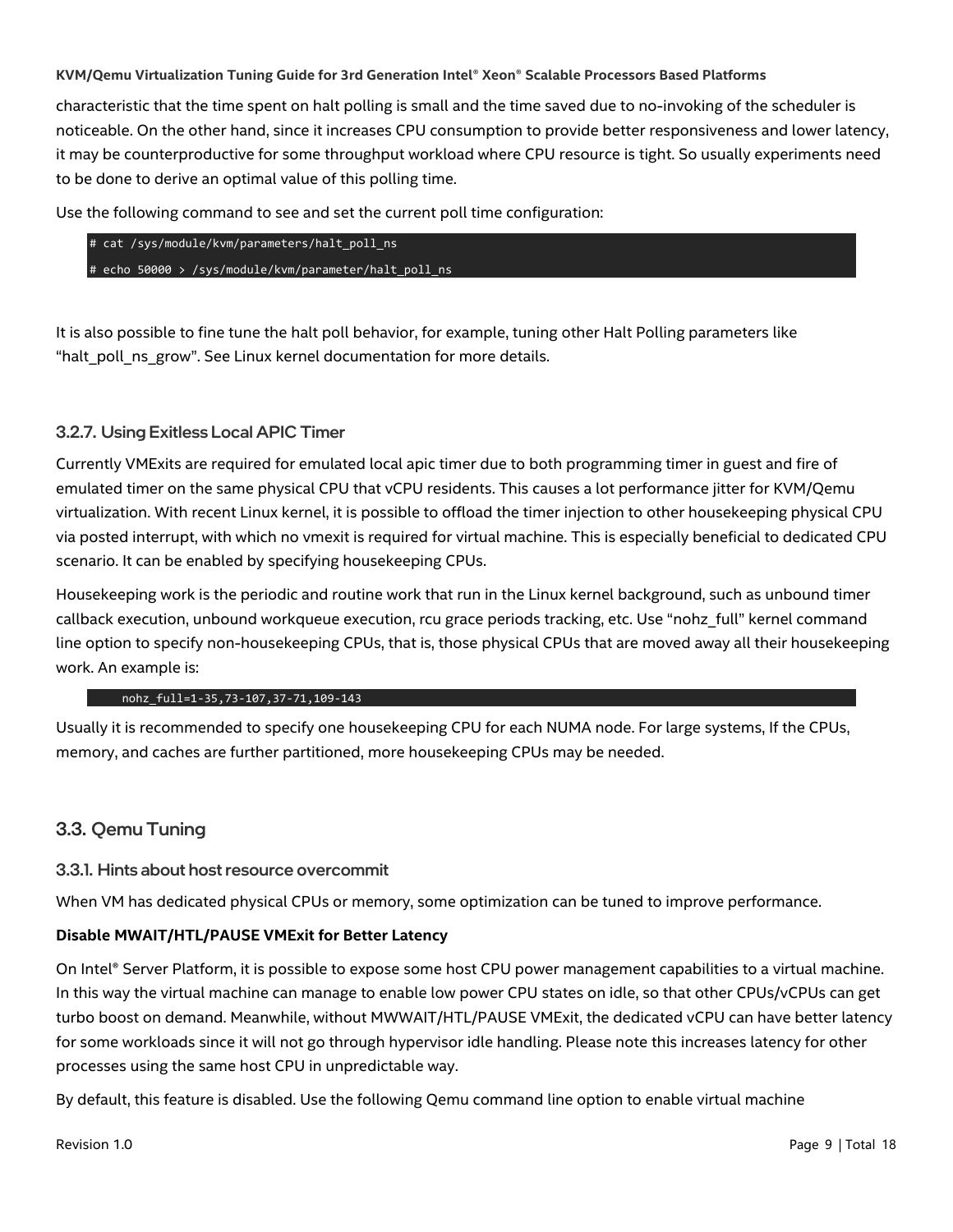characteristic that the time spent on halt polling is small and the time saved due to no-invoking of the scheduler is noticeable. On the other hand, since it increases CPU consumption to provide better responsiveness and lower latency, it may be counterproductive for some throughput workload where CPU resource is tight. So usually experiments need to be done to derive an optimal value of this polling time.

Use the following command to see and set the current poll time configuration:

```
# cat /sys/module/kvm/parameters/halt_poll_ns
# echo 50000 > /sys/module/kvm/parameter/halt_poll_ns
```

It is also possible to fine tune the halt poll behavior, for example, tuning other Halt Polling parameters like "halt_poll_ns_grow". See Linux kernel documentation for more details.

### 3.2.7. Using Exitless Local APIC Timer

Currently VMExits are required for emulated local apic timer due to both programming timer in guest and fire of emulated timer on the same physical CPU that vCPU residents. This causes a lot performance jitter for KVM/Qemu virtualization. With recent Linux kernel, it is possible to offload the timer injection to other housekeeping physical CPU via posted interrupt, with which no vmexit is required for virtual machine. This is especially beneficial to dedicated CPU scenario. It can be enabled by specifying housekeeping CPUs.

Housekeeping work is the periodic and routine work that run in the Linux kernel background, such as unbound timer callback execution, unbound workqueue execution, rcu grace periods tracking, etc. Use "nohz_full" kernel command line option to specify non-housekeeping CPUs, that is, those physical CPUs that are moved away all their housekeeping work. An example is:

```
nohz_full=1-35,73-107,37-71,109-143
```

Usually it is recommended to specify one housekeeping CPU for each NUMA node. For large systems, If the CPUs, memory, and caches are further partitioned, more housekeeping CPUs may be needed.

## 3.3. Qemu Tuning

### 3.3.1. Hints about host resource overcommit

When VM has dedicated physical CPUs or memory, some optimization can be tuned to improve performance.

**Disable MWAIT/HTL/PAUSE VMExit for Better Latency**

On Intel® Server Platform, it is possible to expose some host CPU power management capabilities to a virtual machine. In this way the virtual machine can manage to enable low power CPU states on idle, so that other CPUs/vCPUs can get turbo boost on demand. Meanwhile, without MWWAIT/HTL/PAUSE VMExit, the dedicated vCPU can have better latency for some workloads since it will not go through hypervisor idle handling. Please note this increases latency for other processes using the same host CPU in unpredictable way.

By default, this feature is disabled. Use the following Qemu command line option to enable virtual machine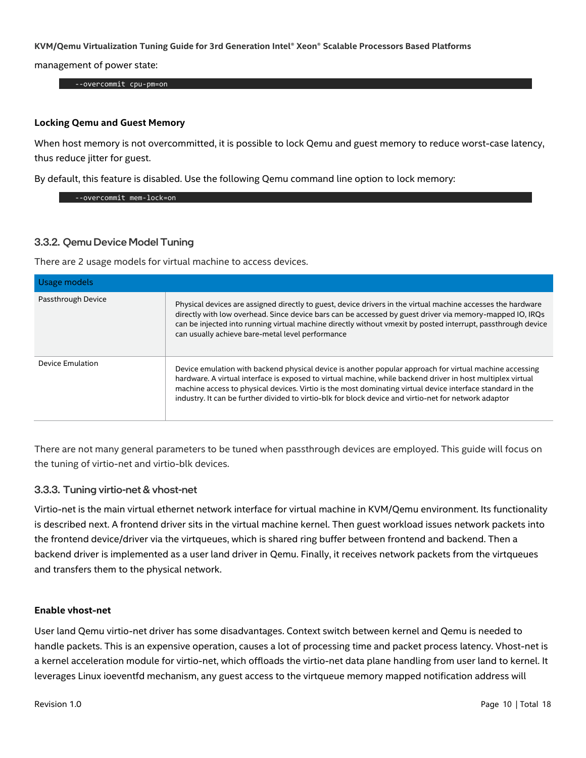management of power state:

```
--overcommit cpu-pm=on
```

**Locking Qemu and Guest Memory**

When host memory is not overcommitted, it is possible to lock Qemu and guest memory to reduce worst-case latency, thus reduce jitter for guest.

By default, this feature is disabled. Use the following Qemu command line option to lock memory:

```
--overcommit mem-lock=on
```

### 3.3.2. Qemu Device Model Tuning

There are 2 usage models for virtual machine to access devices.

| Usage models | |
|---|---|
| Passthrough Device | Physical devices are assigned directly to guest, device drivers in the virtual machine accesses the hardware directly with low overhead. Since device bars can be accessed by guest driver via memory-mapped IO, IRQs can be injected into running virtual machine directly without vmexit by posted interrupt, passthrough device can usually achieve bare-metal level performance |
| Device Emulation | Device emulation with backend physical device is another popular approach for virtual machine accessing hardware. A virtual interface is exposed to virtual machine, while backend driver in host multiplex virtual machine access to physical devices. Virtio is the most dominating virtual device interface standard in the industry. It can be further divided to virtio-blk for block device and virtio-net for network adaptor |

There are not many general parameters to be tuned when passthrough devices are employed. This guide will focus on the tuning of virtio-net and virtio-blk devices.

### 3.3.3. Tuning virtio-net & vhost-net

Virtio-net is the main virtual ethernet network interface for virtual machine in KVM/Qemu environment. Its functionality is described next. A frontend driver sits in the virtual machine kernel. Then guest workload issues network packets into the frontend device/driver via the virtqueues, which is shared ring buffer between frontend and backend. Then a backend driver is implemented as a user land driver in Qemu. Finally, it receives network packets from the virtqueues and transfers them to the physical network.

**Enable vhost-net**

User land Qemu virtio-net driver has some disadvantages. Context switch between kernel and Qemu is needed to handle packets. This is an expensive operation, causes a lot of processing time and packet process latency. Vhost-net is a kernel acceleration module for virtio-net, which offloads the virtio-net data plane handling from user land to kernel. It leverages Linux ioeventfd mechanism, any guest access to the virtqueue memory mapped notification address will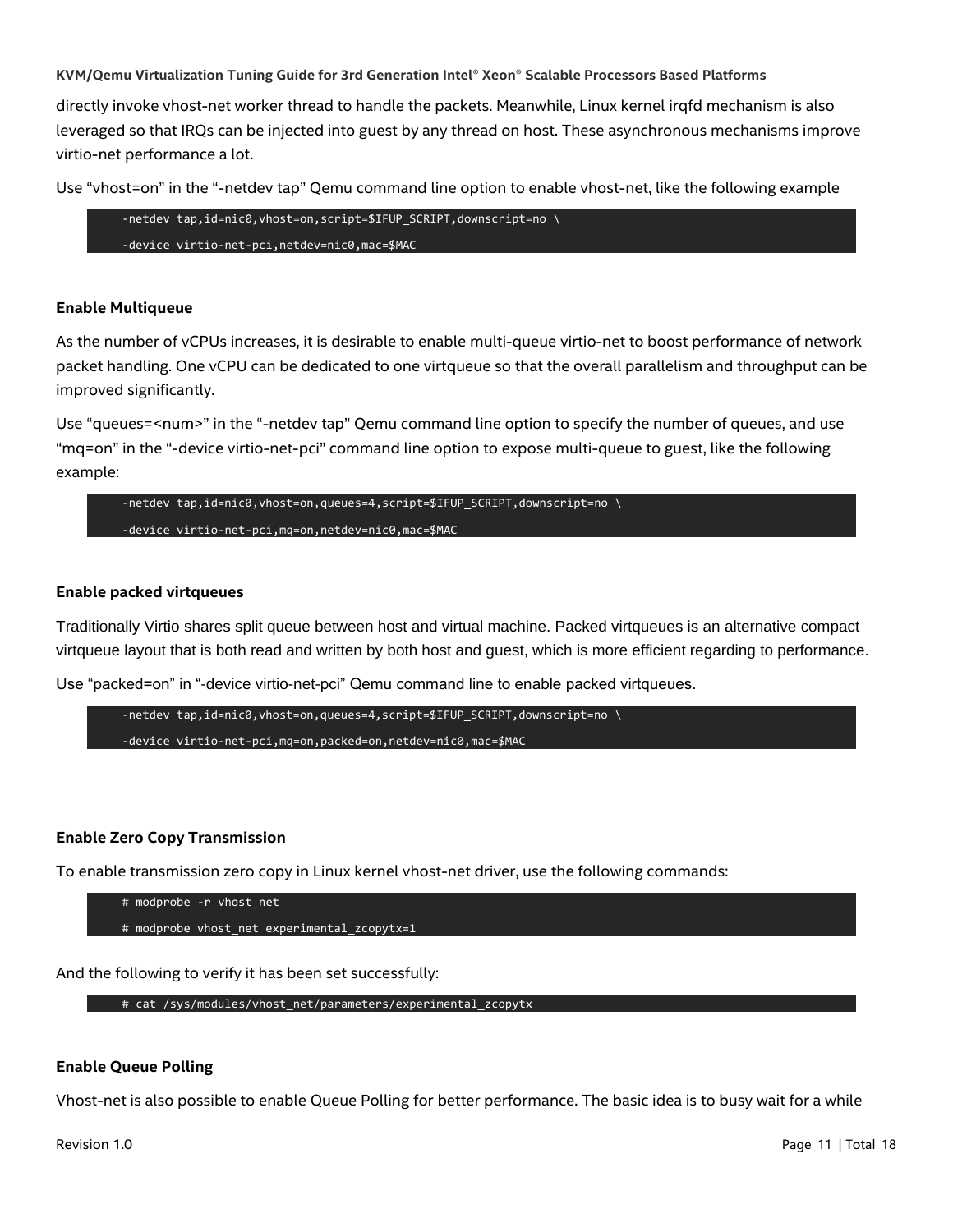directly invoke vhost-net worker thread to handle the packets. Meanwhile, Linux kernel irqfd mechanism is also leveraged so that IRQs can be injected into guest by any thread on host. These asynchronous mechanisms improve virtio-net performance a lot.

Use “vhost=on” in the “-netdev tap” Qemu command line option to enable vhost-net, like the following example

```
-netdev tap,id=nic0,vhost=on,script=$IFUP_SCRIPT,downscript=no \
-device virtio-net-pci,netdev=nic0,mac=$MAC
```

#### Enable Multiqueue

As the number of vCPUs increases, it is desirable to enable multi-queue virtio-net to boost performance of network packet handling. One vCPU can be dedicated to one virtqueue so that the overall parallelism and throughput can be improved significantly.

Use “queues=<num>” in the “-netdev tap” Qemu command line option to specify the number of queues, and use “mq=on” in the “-device virtio-net-pci” command line option to expose multi-queue to guest, like the following example:

```
-netdev tap,id=nic0,vhost=on,queues=4,script=$IFUP_SCRIPT,downscript=no \
-device virtio-net-pci,mq=on,netdev=nic0,mac=$MAC
```

#### Enable packed virtqueues

Traditionally Virtio shares split queue between host and virtual machine. Packed virtqueues is an alternative compact virtqueue layout that is both read and written by both host and guest, which is more efficient regarding to performance.

Use “packed=on” in “-device virtio-net-pci” Qemu command line to enable packed virtqueues.

```
-netdev tap,id=nic0,vhost=on,queues=4,script=$IFUP_SCRIPT,downscript=no \
-device virtio-net-pci,mq=on,packed=on,netdev=nic0,mac=$MAC
```

#### Enable Zero Copy Transmission

To enable transmission zero copy in Linux kernel vhost-net driver, use the following commands:

```
# modprobe -r vhost_net
# modprobe vhost_net experimental_zcopytx=1
```

And the following to verify it has been set successfully:

```
# cat /sys/modules/vhost_net/parameters/experimental_zcopytx
```

#### Enable Queue Polling

Vhost-net is also possible to enable Queue Polling for better performance. The basic idea is to busy wait for a while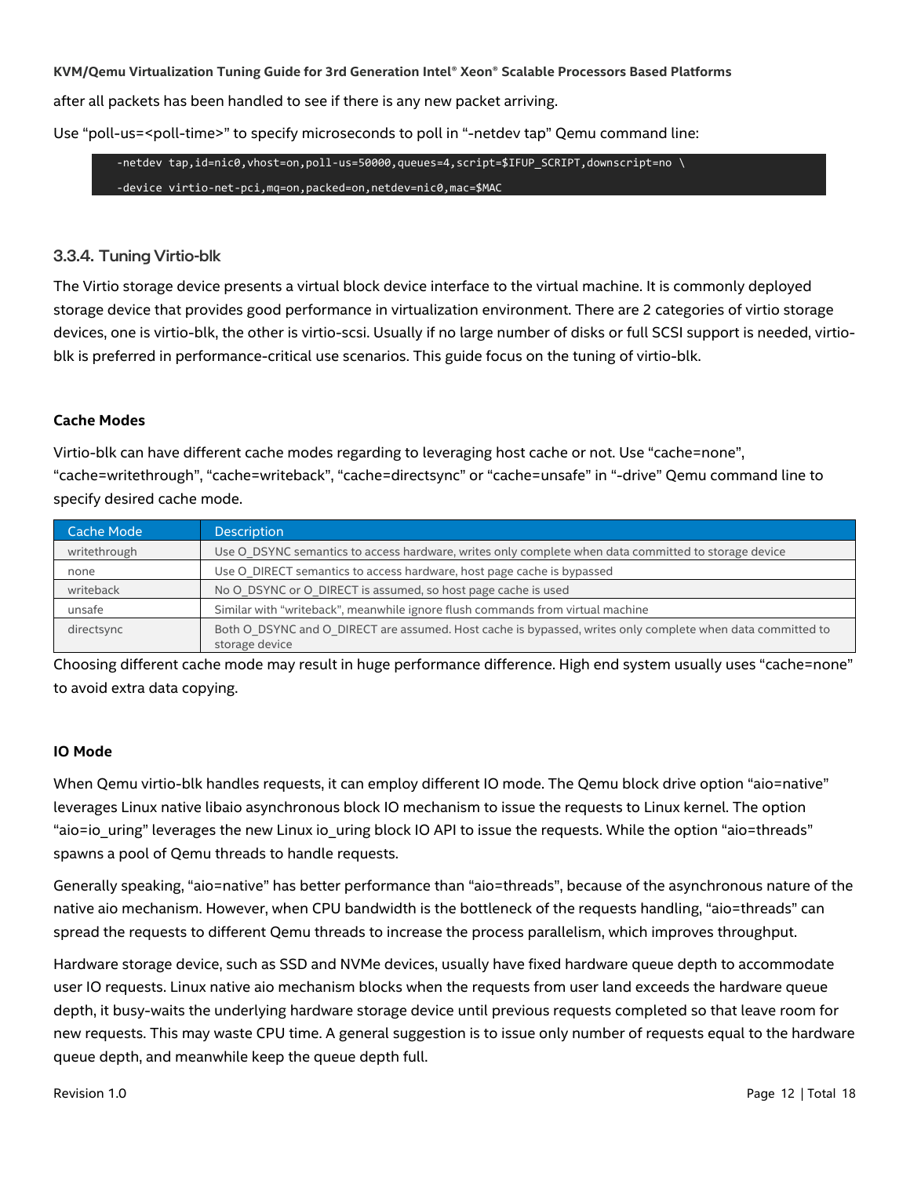after all packets has been handled to see if there is any new packet arriving.

Use "poll-us=<poll-time>" to specify microseconds to poll in "-netdev tap" Qemu command line:

```
-netdev tap,id=nic0,vhost=on,poll-us=50000,queues=4,script=$IFUP_SCRIPT,downscript=no \
-device virtio-net-pci,mq=on,packed=on,netdev=nic0,mac=$MAC
```

### 3.3.4. Tuning Virtio-blk

The Virtio storage device presents a virtual block device interface to the virtual machine. It is commonly deployed storage device that provides good performance in virtualization environment. There are 2 categories of virtio storage devices, one is virtio-blk, the other is virtio-scsi. Usually if no large number of disks or full SCSI support is needed, virtio-blk is preferred in performance-critical use scenarios. This guide focus on the tuning of virtio-blk.

**Cache Modes**

Virtio-blk can have different cache modes regarding to leveraging host cache or not. Use "cache=none", "cache=writethrough", "cache=writeback", "cache=directsync" or "cache=unsafe" in "-drive" Qemu command line to specify desired cache mode.

| Cache Mode | Description |
| --- | --- |
| writethrough | Use O_DSYNC semantics to access hardware, writes only complete when data committed to storage device |
| none | Use O_DIRECT semantics to access hardware, host page cache is bypassed |
| writeback | No O_DSYNC or O_DIRECT is assumed, so host page cache is used |
| unsafe | Similar with "writeback", meanwhile ignore flush commands from virtual machine |
| directsync | Both O_DSYNC and O_DIRECT are assumed. Host cache is bypassed, writes only complete when data committed to storage device |

Choosing different cache mode may result in huge performance difference. High end system usually uses "cache=none" to avoid extra data copying.

**IO Mode**

When Qemu virtio-blk handles requests, it can employ different IO mode. The Qemu block drive option "aio=native" leverages Linux native libaio asynchronous block IO mechanism to issue the requests to Linux kernel. The option "aio=io_uring" leverages the new Linux io_uring block IO API to issue the requests. While the option "aio=threads" spawns a pool of Qemu threads to handle requests.

Generally speaking, "aio=native" has better performance than "aio=threads", because of the asynchronous nature of the native aio mechanism. However, when CPU bandwidth is the bottleneck of the requests handling, "aio=threads" can spread the requests to different Qemu threads to increase the process parallelism, which improves throughput.

Hardware storage device, such as SSD and NVMe devices, usually have fixed hardware queue depth to accommodate user IO requests. Linux native aio mechanism blocks when the requests from user land exceeds the hardware queue depth, it busy-waits the underlying hardware storage device until previous requests completed so that leave room for new requests. This may waste CPU time. A general suggestion is to issue only number of requests equal to the hardware queue depth, and meanwhile keep the queue depth full.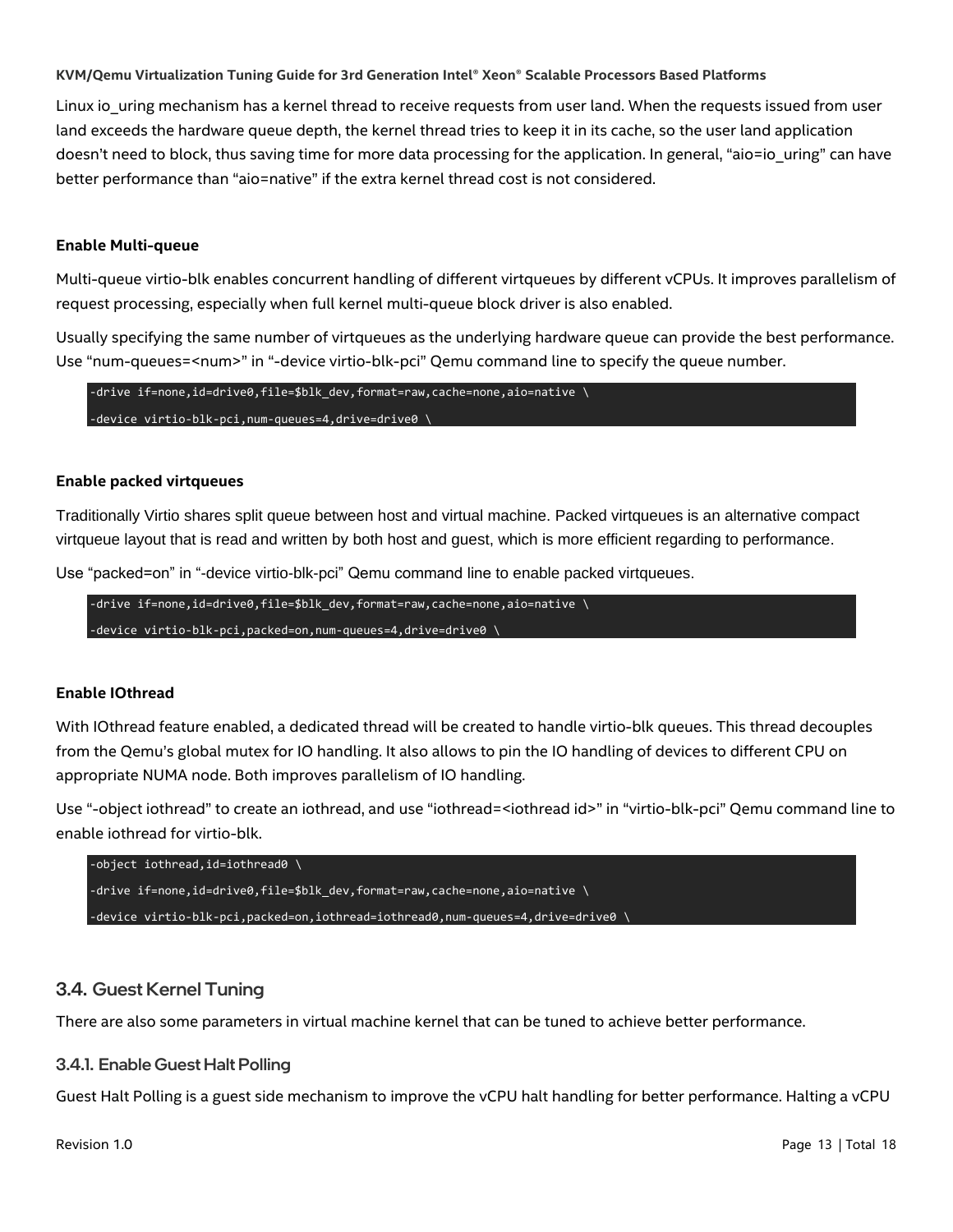Linux io_uring mechanism has a kernel thread to receive requests from user land. When the requests issued from user land exceeds the hardware queue depth, the kernel thread tries to keep it in its cache, so the user land application doesn't need to block, thus saving time for more data processing for the application. In general, "aio=io_uring" can have better performance than "aio=native" if the extra kernel thread cost is not considered.

**Enable Multi-queue**

Multi-queue virtio-blk enables concurrent handling of different virtqueues by different vCPUs. It improves parallelism of request processing, especially when full kernel multi-queue block driver is also enabled.

Usually specifying the same number of virtqueues as the underlying hardware queue can provide the best performance. Use "num-queues=<num>" in "-device virtio-blk-pci" Qemu command line to specify the queue number.

```
-drive if=none,id=drive0,file=$blk_dev,format=raw,cache=none,aio=native \
-device virtio-blk-pci,num-queues=4,drive=drive0 \
```

**Enable packed virtqueues**

Traditionally Virtio shares split queue between host and virtual machine. Packed virtqueues is an alternative compact virtqueue layout that is read and written by both host and guest, which is more efficient regarding to performance.

Use "packed=on" in "-device virtio-blk-pci" Qemu command line to enable packed virtqueues.

```
-drive if=none,id=drive0,file=$blk_dev,format=raw,cache=none,aio=native \
-device virtio-blk-pci,packed=on,num-queues=4,drive=drive0 \
```

**Enable IOthread**

With IOthread feature enabled, a dedicated thread will be created to handle virtio-blk queues. This thread decouples from the Qemu's global mutex for IO handling. It also allows to pin the IO handling of devices to different CPU on appropriate NUMA node. Both improves parallelism of IO handling.

Use "-object iothread" to create an iothread, and use "iothread=<iothread id>" in "virtio-blk-pci" Qemu command line to enable iothread for virtio-blk.

```
-object iothread,id=iothread0 \
-drive if=none,id=drive0,file=$blk_dev,format=raw,cache=none,aio=native \
-device virtio-blk-pci,packed=on,iothread=iothread0,num-queues=4,drive=drive0 \
```

## 3.4. Guest Kernel Tuning

There are also some parameters in virtual machine kernel that can be tuned to achieve better performance.

### 3.4.1. Enable Guest Halt Polling

Guest Halt Polling is a guest side mechanism to improve the vCPU halt handling for better performance. Halting a vCPU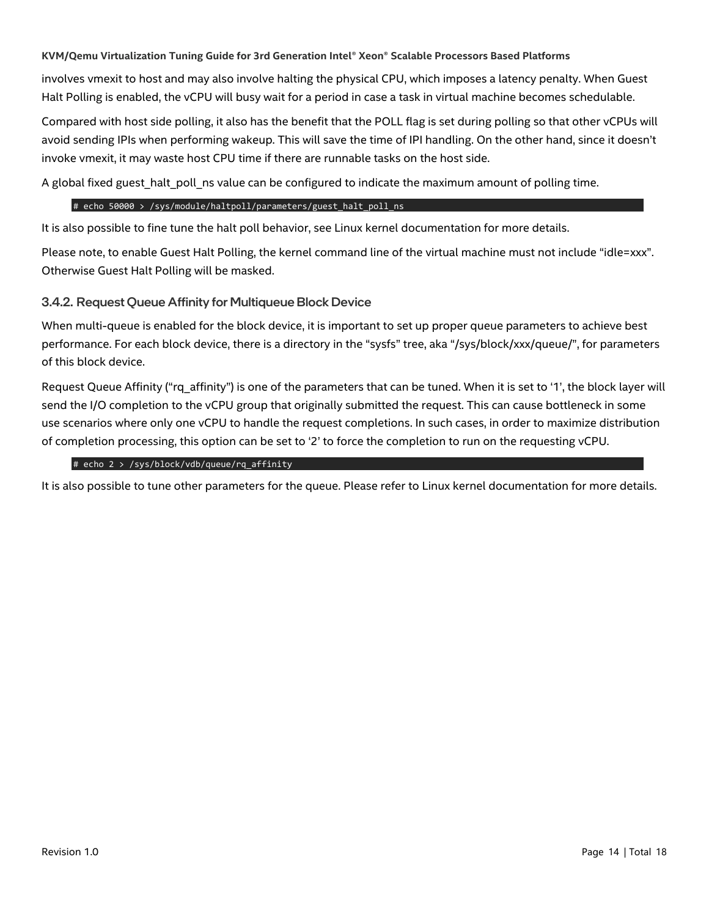involves vmexit to host and may also involve halting the physical CPU, which imposes a latency penalty. When Guest Halt Polling is enabled, the vCPU will busy wait for a period in case a task in virtual machine becomes schedulable.

Compared with host side polling, it also has the benefit that the POLL flag is set during polling so that other vCPUs will avoid sending IPIs when performing wakeup. This will save the time of IPI handling. On the other hand, since it doesn't invoke vmexit, it may waste host CPU time if there are runnable tasks on the host side.

A global fixed guest_halt_poll_ns value can be configured to indicate the maximum amount of polling time.

```
# echo 50000 > /sys/module/haltpoll/parameters/guest_halt_poll_ns
```

It is also possible to fine tune the halt poll behavior, see Linux kernel documentation for more details.

Please note, to enable Guest Halt Polling, the kernel command line of the virtual machine must not include "idle=xxx". Otherwise Guest Halt Polling will be masked.

### 3.4.2. Request Queue Affinity for Multiqueue Block Device

When multi-queue is enabled for the block device, it is important to set up proper queue parameters to achieve best performance. For each block device, there is a directory in the "sysfs" tree, aka "/sys/block/xxx/queue/", for parameters of this block device.

Request Queue Affinity ("rq_affinity") is one of the parameters that can be tuned. When it is set to '1', the block layer will send the I/O completion to the vCPU group that originally submitted the request. This can cause bottleneck in some use scenarios where only one vCPU to handle the request completions. In such cases, in order to maximize distribution of completion processing, this option can be set to '2' to force the completion to run on the requesting vCPU.

```
# echo 2 > /sys/block/vdb/queue/rq_affinity
```

It is also possible to tune other parameters for the queue. Please refer to Linux kernel documentation for more details.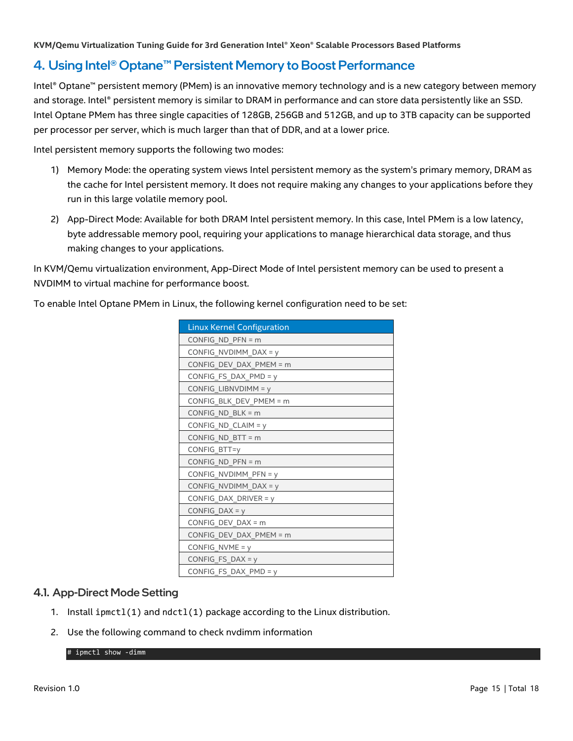# 4. Using Intel® Optane™ Persistent Memory to Boost Performance

Intel® Optane™ persistent memory (PMem) is an innovative memory technology and is a new category between memory and storage. Intel® persistent memory is similar to DRAM in performance and can store data persistently like an SSD. Intel Optane PMem has three single capacities of 128GB, 256GB and 512GB, and up to 3TB capacity can be supported per processor per server, which is much larger than that of DDR, and at a lower price.

Intel persistent memory supports the following two modes:

1) Memory Mode: the operating system views Intel persistent memory as the system's primary memory, DRAM as the cache for Intel persistent memory. It does not require making any changes to your applications before they run in this large volatile memory pool.

2) App-Direct Mode: Available for both DRAM Intel persistent memory. In this case, Intel PMem is a low latency, byte addressable memory pool, requiring your applications to manage hierarchical data storage, and thus making changes to your applications.

In KVM/Qemu virtualization environment, App-Direct Mode of Intel persistent memory can be used to present a NVDIMM to virtual machine for performance boost.

To enable Intel Optane PMem in Linux, the following kernel configuration need to be set:

| Linux Kernel Configuration |
|---|
| CONFIG_ND_PFN = m |
| CONFIG_NVDIMM_DAX = y |
| CONFIG_DEV_DAX_PMEM = m |
| CONFIG_FS_DAX_PMD = y |
| CONFIG_LIBNVDIMM = y |
| CONFIG_BLK_DEV_PMEM = m |
| CONFIG_ND_BLK = m |
| CONFIG_ND_CLAIM = y |
| CONFIG_ND_BTT = m |
| CONFIG_BTT=y |
| CONFIG_ND_PFN = m |
| CONFIG_NVDIMM_PFN = y |
| CONFIG_NVDIMM_DAX = y |
| CONFIG_DAX_DRIVER = y |
| CONFIG_DAX = y |
| CONFIG_DEV_DAX = m |
| CONFIG_DEV_DAX_PMEM = m |
| CONFIG_NVME = y |
| CONFIG_FS_DAX = y |
| CONFIG_FS_DAX_PMD = y |

## 4.1. App-Direct Mode Setting

1. Install `ipmctl(1)` and `ndctl(1)` package according to the Linux distribution.
2. Use the following command to check nvdimm information

```
# ipmctl show -dimm
```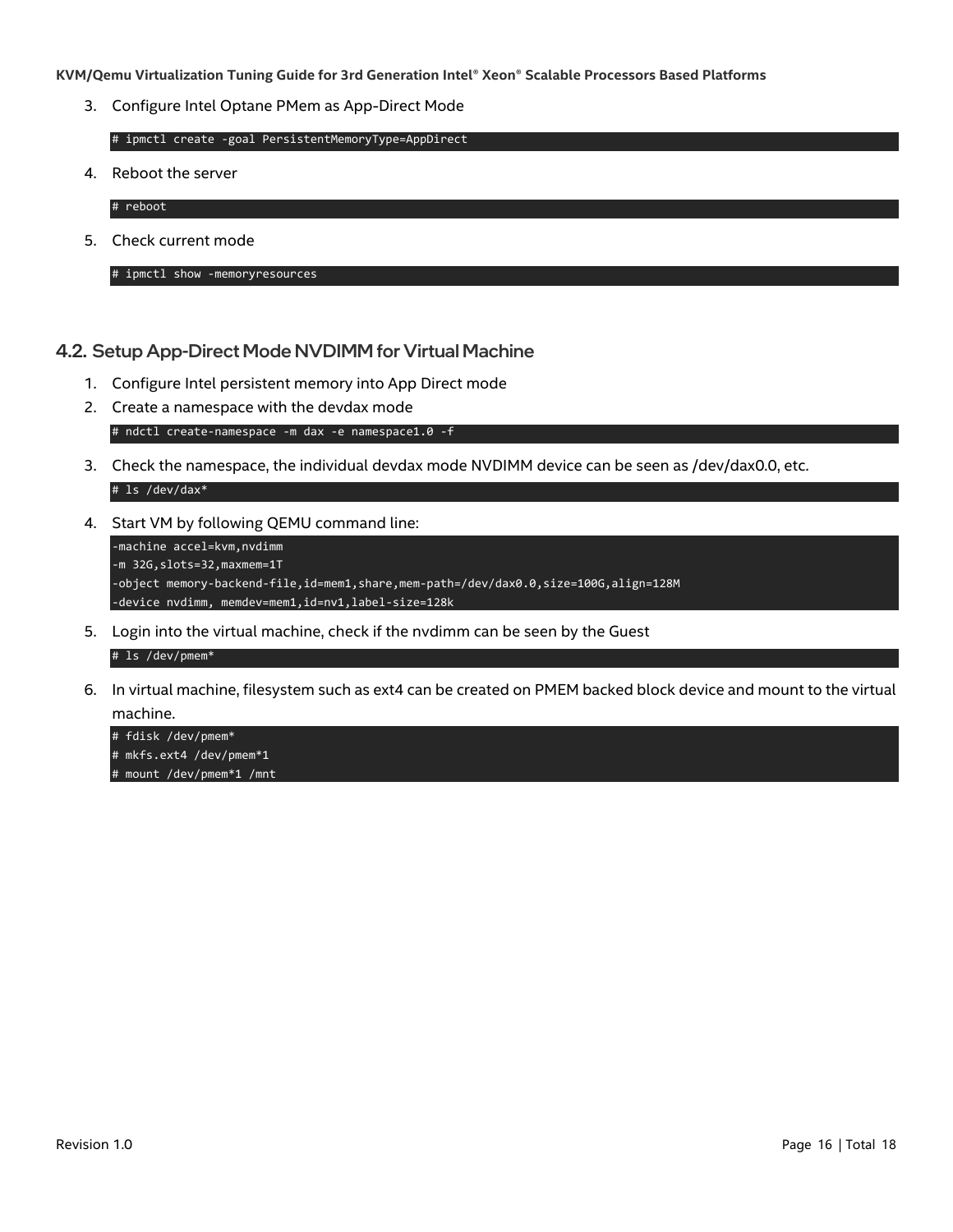3. Configure Intel Optane PMem as App-Direct Mode

```
# ipmctl create -goal PersistentMemoryType=AppDirect
```

4. Reboot the server

```
# reboot
```

5. Check current mode

```
# ipmctl show -memoryresources
```

## 4.2. Setup App-Direct Mode NVDIMM for Virtual Machine

1. Configure Intel persistent memory into App Direct mode
2. Create a namespace with the devdax mode

```
# ndctl create-namespace -m dax -e namespace1.0 -f
```

3. Check the namespace, the individual devdax mode NVDIMM device can be seen as /dev/dax0.0, etc.

```
# ls /dev/dax*
```

4. Start VM by following QEMU command line:

```
-machine accel=kvm,nvdimm
-m 32G,slots=32,maxmem=1T
-object memory-backend-file,id=mem1,share,mem-path=/dev/dax0.0,size=100G,align=128M
-device nvdimm, memdev=mem1,id=nv1,label-size=128k
```

5. Login into the virtual machine, check if the nvdimm can be seen by the Guest

```
# ls /dev/pmem*
```

6. In virtual machine, filesystem such as ext4 can be created on PMEM backed block device and mount to the virtual machine.

```
# fdisk /dev/pmem*
# mkfs.ext4 /dev/pmem*1
# mount /dev/pmem*1 /mnt
```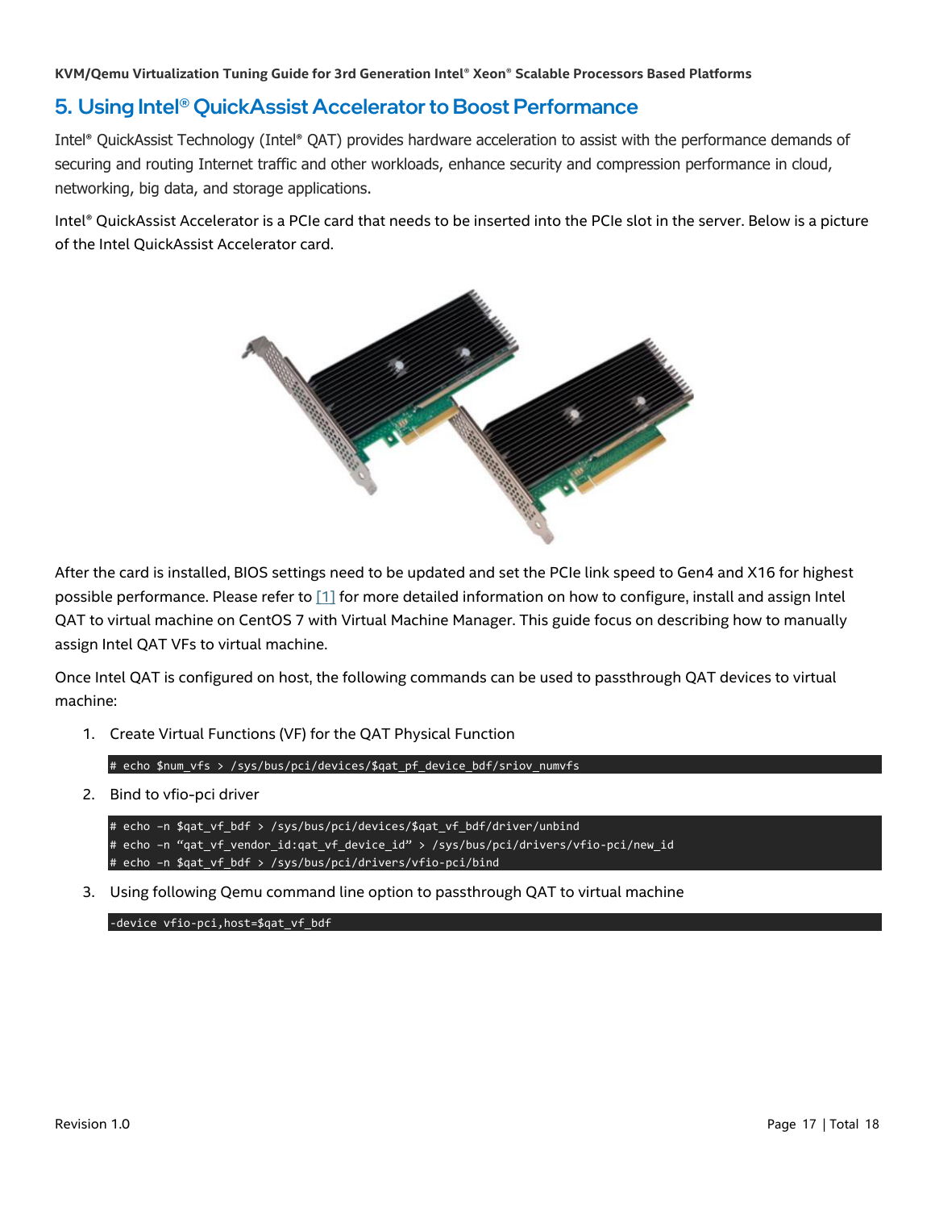# 5. Using Intel® QuickAssist Accelerator to Boost Performance

Intel® QuickAssist Technology (Intel® QAT) provides hardware acceleration to assist with the performance demands of securing and routing Internet traffic and other workloads, enhance security and compression performance in cloud, networking, big data, and storage applications.

Intel® QuickAssist Accelerator is a PCIe card that needs to be inserted into the PCIe slot in the server. Below is a picture of the Intel QuickAssist Accelerator card.

After the card is installed, BIOS settings need to be updated and set the PCIe link speed to Gen4 and X16 for highest possible performance. Please refer to [1] for more detailed information on how to configure, install and assign Intel QAT to virtual machine on CentOS 7 with Virtual Machine Manager. This guide focus on describing how to manually assign Intel QAT VFs to virtual machine.

Once Intel QAT is configured on host, the following commands can be used to passthrough QAT devices to virtual machine:

1. Create Virtual Functions (VF) for the QAT Physical Function

```
# echo $num_vfs > /sys/bus/pci/devices/$qat_pf_device_bdf/sriov_numvfs
```

2. Bind to vfio-pci driver

```
# echo –n $qat_vf_bdf > /sys/bus/pci/devices/$qat_vf_bdf/driver/unbind
# echo –n "qat_vf_vendor_id:qat_vf_device_id" > /sys/bus/pci/drivers/vfio-pci/new_id
# echo –n $qat_vf_bdf > /sys/bus/pci/drivers/vfio-pci/bind
```

3. Using following Qemu command line option to passthrough QAT to virtual machine

```
-device vfio-pci,host=$qat_vf_bdf
```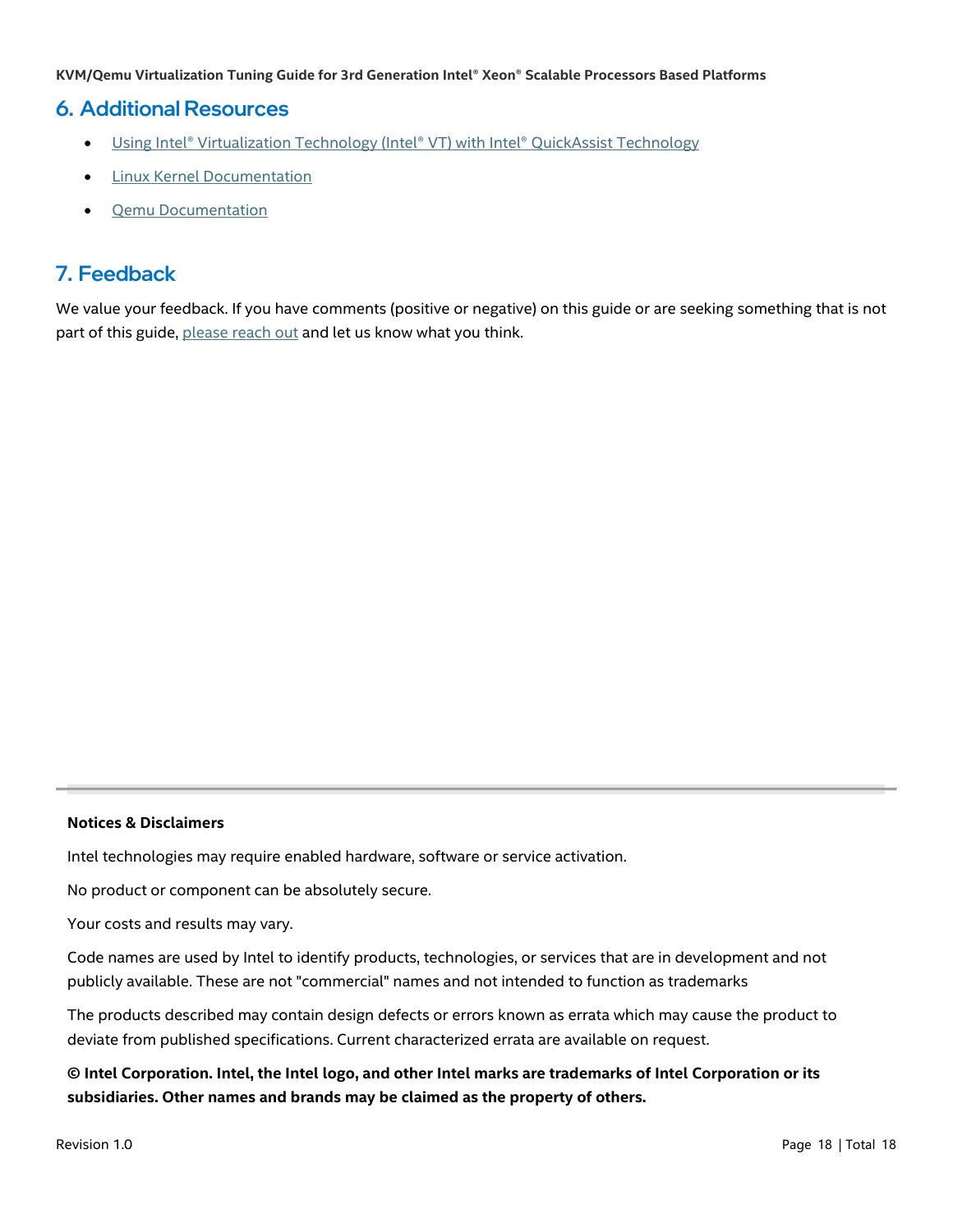## 6. Additional Resources

- Using Intel® Virtualization Technology (Intel® VT) with Intel® QuickAssist Technology
- Linux Kernel Documentation
- Qemu Documentation

## 7. Feedback

We value your feedback. If you have comments (positive or negative) on this guide or are seeking something that is not part of this guide, please reach out and let us know what you think.

---

**Notices & Disclaimers**

Intel technologies may require enabled hardware, software or service activation.

No product or component can be absolutely secure.

Your costs and results may vary.

Code names are used by Intel to identify products, technologies, or services that are in development and not publicly available. These are not "commercial" names and not intended to function as trademarks

The products described may contain design defects or errors known as errata which may cause the product to deviate from published specifications. Current characterized errata are available on request.

**© Intel Corporation. Intel, the Intel logo, and other Intel marks are trademarks of Intel Corporation or its subsidiaries. Other names and brands may be claimed as the property of others.**

Revision 1.0